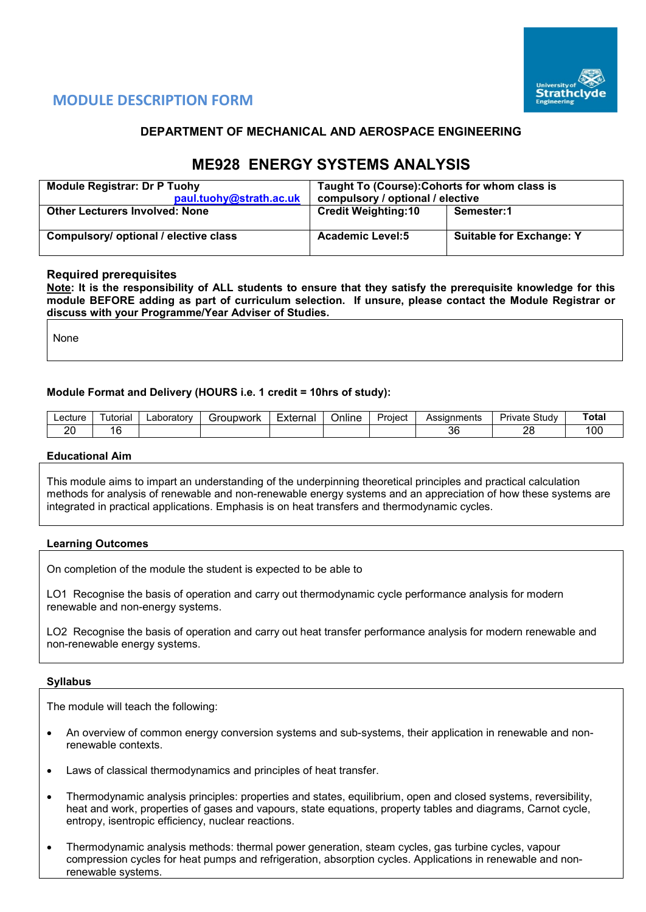## MODULE DESCRIPTION FORM

### DEPARTMENT OF MECHANICAL AND AEROSPACE ENGINEERING

# ME928 ENERGY SYSTEMS ANALYSIS

| **Module Registrar: Dr P Tuohy** paul.tuohy@strath.ac.uk | **Taught To (Course):Cohorts for whom class is compulsory / optional / elective** | |
|---|---|---|
| **Other Lecturers Involved: None** | **Credit Weighting:10** | **Semester:1** |
| **Compulsory/ optional / elective class** | **Academic Level:5** | **Suitable for Exchange: Y** |

### Required prerequisites

**Note: It is the responsibility of ALL students to ensure that they satisfy the prerequisite knowledge for this module BEFORE adding as part of curriculum selection. If unsure, please contact the Module Registrar or discuss with your Programme/Year Adviser of Studies.**

None

#### Module Format and Delivery (HOURS i.e. 1 credit = 10hrs of study):

| Lecture | Tutorial | Laboratory | Groupwork | External | Online | Project | Assignments | Private Study | **Total** |
|---|---|---|---|---|---|---|---|---|---|
| 20 | 16 | | | | | | 36 | 28 | 100 |

#### Educational Aim

This module aims to impart an understanding of the underpinning theoretical principles and practical calculation methods for analysis of renewable and non-renewable energy systems and an appreciation of how these systems are integrated in practical applications. Emphasis is on heat transfers and thermodynamic cycles.

#### Learning Outcomes

On completion of the module the student is expected to be able to

LO1 Recognise the basis of operation and carry out thermodynamic cycle performance analysis for modern renewable and non-energy systems.

LO2 Recognise the basis of operation and carry out heat transfer performance analysis for modern renewable and non-renewable energy systems.

#### Syllabus

The module will teach the following:

- An overview of common energy conversion systems and sub-systems, their application in renewable and non-renewable contexts.
- Laws of classical thermodynamics and principles of heat transfer.
- Thermodynamic analysis principles: properties and states, equilibrium, open and closed systems, reversibility, heat and work, properties of gases and vapours, state equations, property tables and diagrams, Carnot cycle, entropy, isentropic efficiency, nuclear reactions.
- Thermodynamic analysis methods: thermal power generation, steam cycles, gas turbine cycles, vapour compression cycles for heat pumps and refrigeration, absorption cycles. Applications in renewable and non-renewable systems.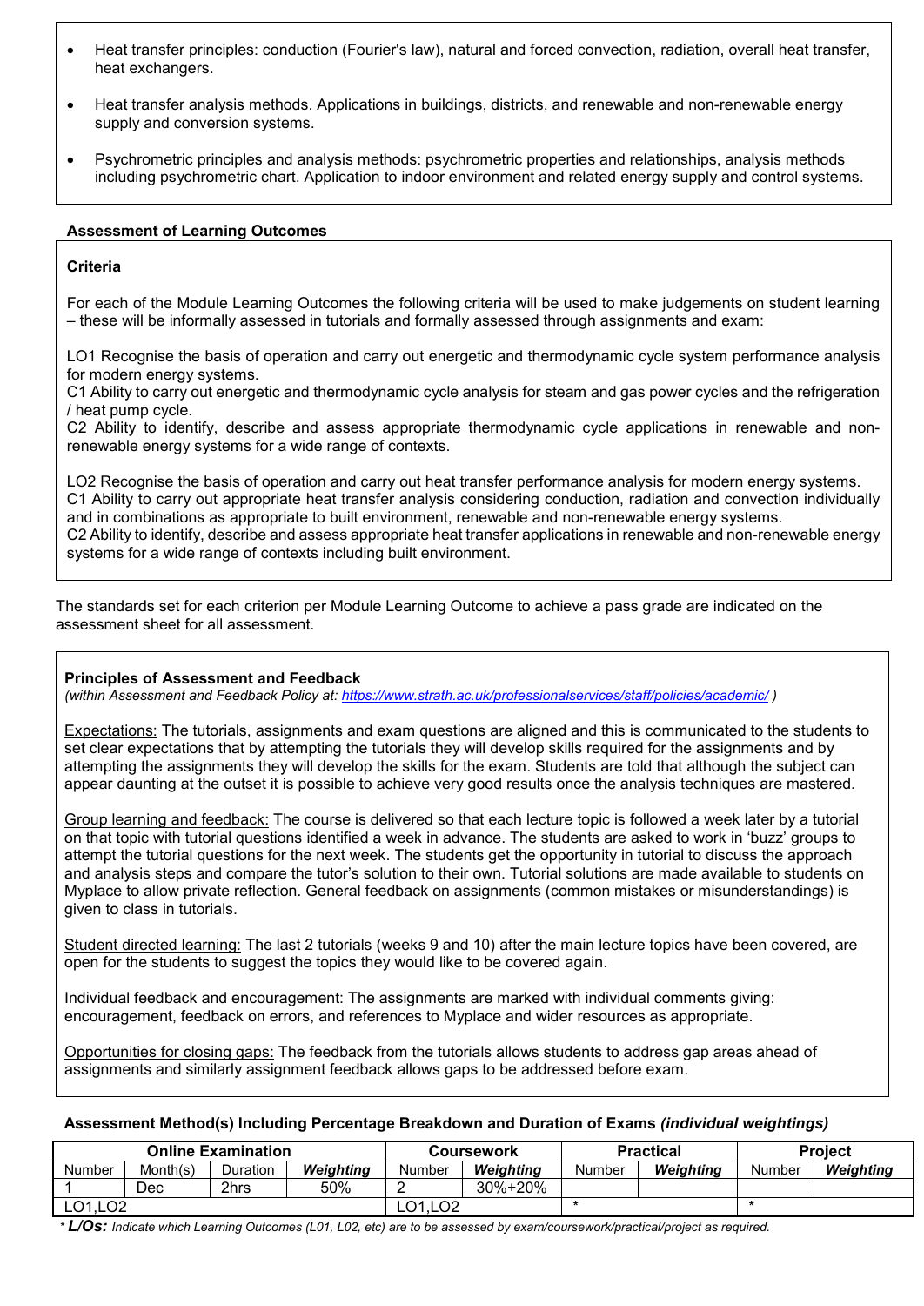- Heat transfer principles: conduction (Fourier's law), natural and forced convection, radiation, overall heat transfer, heat exchangers.
- Heat transfer analysis methods. Applications in buildings, districts, and renewable and non-renewable energy supply and conversion systems.
- Psychrometric principles and analysis methods: psychrometric properties and relationships, analysis methods including psychrometric chart. Application to indoor environment and related energy supply and control systems.

### Assessment of Learning Outcomes

**Criteria**

For each of the Module Learning Outcomes the following criteria will be used to make judgements on student learning – these will be informally assessed in tutorials and formally assessed through assignments and exam:

LO1 Recognise the basis of operation and carry out energetic and thermodynamic cycle system performance analysis for modern energy systems.
C1 Ability to carry out energetic and thermodynamic cycle analysis for steam and gas power cycles and the refrigeration / heat pump cycle.
C2 Ability to identify, describe and assess appropriate thermodynamic cycle applications in renewable and non-renewable energy systems for a wide range of contexts.

LO2 Recognise the basis of operation and carry out heat transfer performance analysis for modern energy systems.
C1 Ability to carry out appropriate heat transfer analysis considering conduction, radiation and convection individually and in combinations as appropriate to built environment, renewable and non-renewable energy systems.
C2 Ability to identify, describe and assess appropriate heat transfer applications in renewable and non-renewable energy systems for a wide range of contexts including built environment.

The standards set for each criterion per Module Learning Outcome to achieve a pass grade are indicated on the assessment sheet for all assessment.

**Principles of Assessment and Feedback**
*(within Assessment and Feedback Policy at: https://www.strath.ac.uk/professionalservices/staff/policies/academic/ )*

Expectations: The tutorials, assignments and exam questions are aligned and this is communicated to the students to set clear expectations that by attempting the tutorials they will develop skills required for the assignments and by attempting the assignments they will develop the skills for the exam. Students are told that although the subject can appear daunting at the outset it is possible to achieve very good results once the analysis techniques are mastered.

Group learning and feedback: The course is delivered so that each lecture topic is followed a week later by a tutorial on that topic with tutorial questions identified a week in advance. The students are asked to work in 'buzz' groups to attempt the tutorial questions for the next week. The students get the opportunity in tutorial to discuss the approach and analysis steps and compare the tutor's solution to their own. Tutorial solutions are made available to students on Myplace to allow private reflection. General feedback on assignments (common mistakes or misunderstandings) is given to class in tutorials.

Student directed learning: The last 2 tutorials (weeks 9 and 10) after the main lecture topics have been covered, are open for the students to suggest the topics they would like to be covered again.

Individual feedback and encouragement: The assignments are marked with individual comments giving: encouragement, feedback on errors, and references to Myplace and wider resources as appropriate.

Opportunities for closing gaps: The feedback from the tutorials allows students to address gap areas ahead of assignments and similarly assignment feedback allows gaps to be addressed before exam.

### Assessment Method(s) Including Percentage Breakdown and Duration of Exams *(individual weightings)*

| Online Examination | | | | Coursework | | Practical | | Project | |
|---|---|---|---|---|---|---|---|---|---|
| Number | Month(s) | Duration | *Weighting* | Number | *Weighting* | Number | *Weighting* | Number | *Weighting* |
| 1 | Dec | 2hrs | 50% | 2 | 30%+20% | | | | |
| LO1,LO2 | | | | LO1,LO2 | | * | | * | |

*\* L/Os: Indicate which Learning Outcomes (L01, L02, etc) are to be assessed by exam/coursework/practical/project as required.*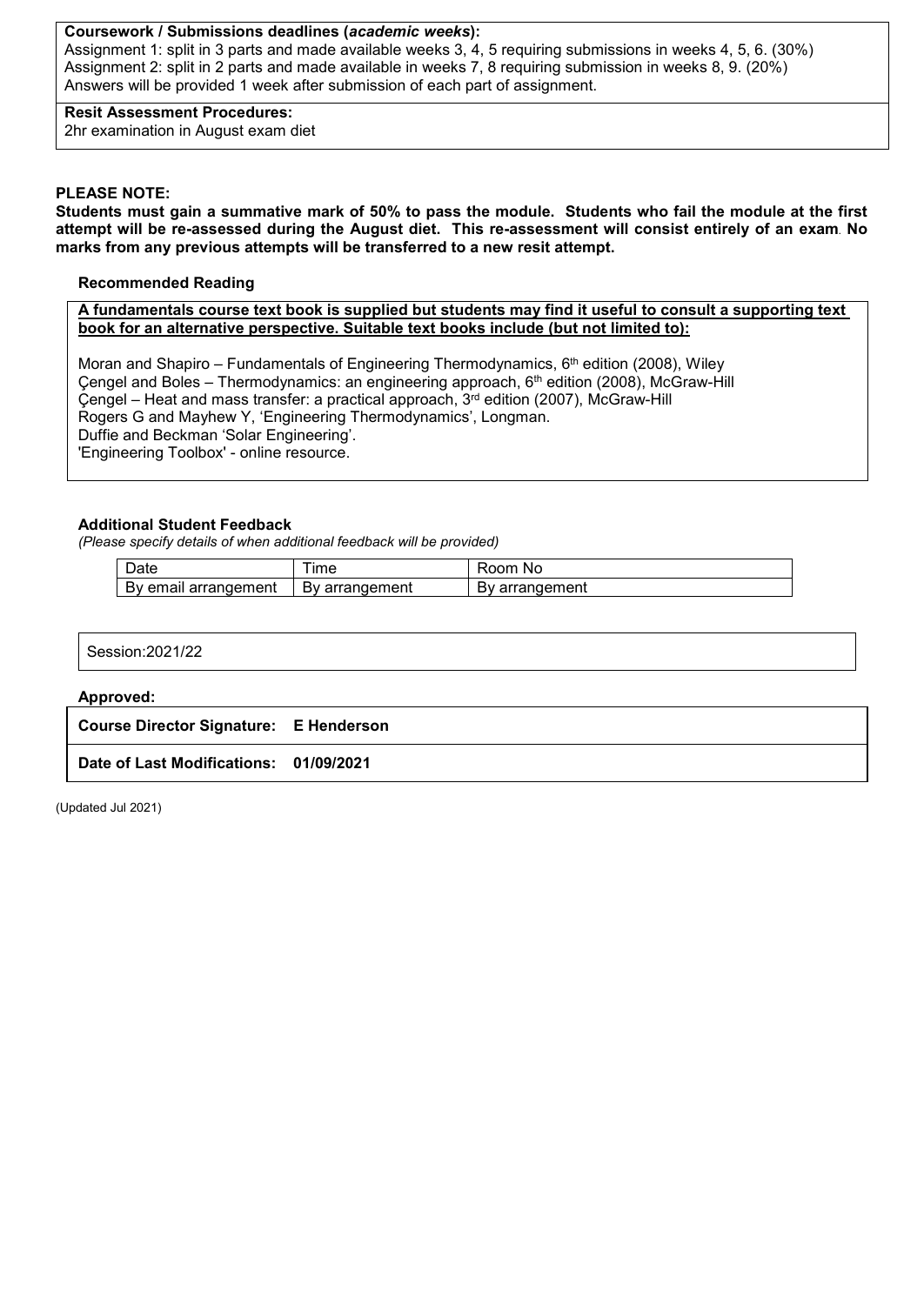**Coursework / Submissions deadlines (*academic weeks*):**

Assignment 1: split in 3 parts and made available weeks 3, 4, 5 requiring submissions in weeks 4, 5, 6. (30%)
Assignment 2: split in 2 parts and made available in weeks 7, 8 requiring submission in weeks 8, 9. (20%)
Answers will be provided 1 week after submission of each part of assignment.

**Resit Assessment Procedures:**

2hr examination in August exam diet

**PLEASE NOTE:**

**Students must gain a summative mark of 50% to pass the module. Students who fail the module at the first attempt will be re-assessed during the August diet. This re-assessment will consist entirely of an exam. No marks from any previous attempts will be transferred to a new resit attempt.**

**Recommended Reading**

**A fundamentals course text book is supplied but students may find it useful to consult a supporting text book for an alternative perspective. Suitable text books include (but not limited to):**

Moran and Shapiro – Fundamentals of Engineering Thermodynamics, 6th edition (2008), Wiley
Çengel and Boles – Thermodynamics: an engineering approach, 6th edition (2008), McGraw-Hill
Çengel – Heat and mass transfer: a practical approach, 3rd edition (2007), McGraw-Hill
Rogers G and Mayhew Y, 'Engineering Thermodynamics', Longman.
Duffie and Beckman 'Solar Engineering'.
'Engineering Toolbox' - online resource.

**Additional Student Feedback**

*(Please specify details of when additional feedback will be provided)*

| Date | Time | Room No |
|---|---|---|
| By email arrangement | By arrangement | By arrangement |

Session:2021/22

**Approved:**

**Course Director Signature: E Henderson**

**Date of Last Modifications: 01/09/2021**

(Updated Jul 2021)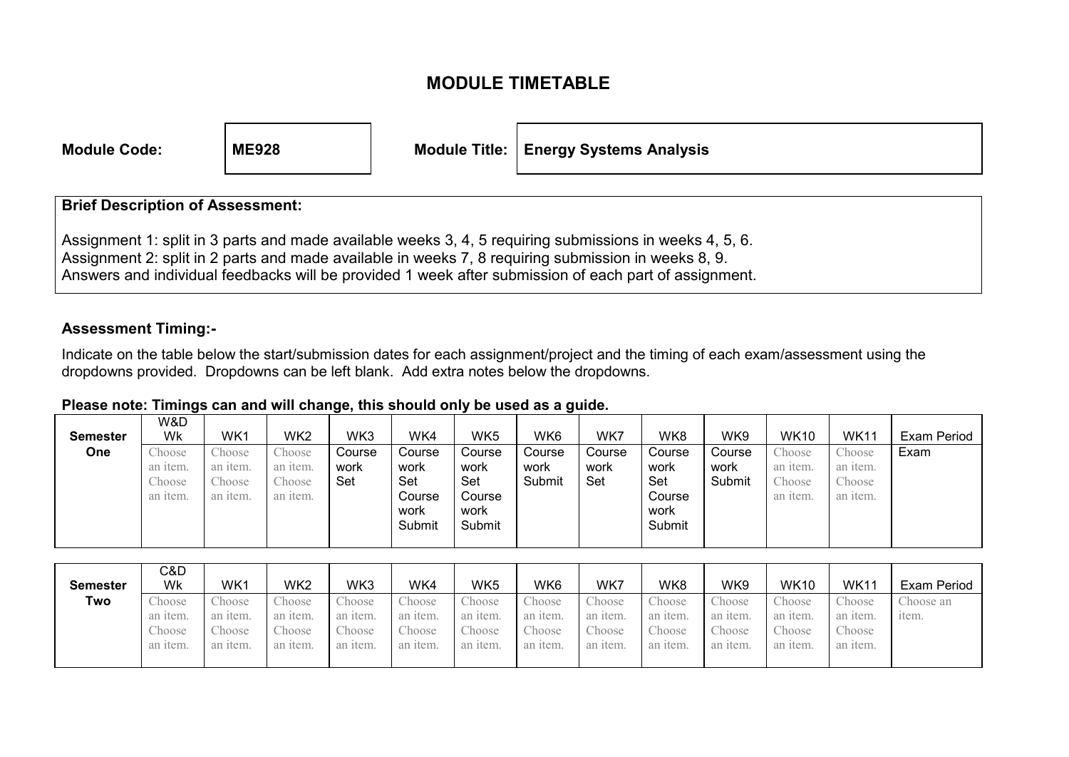# MODULE TIMETABLE

| | | | |
|---|---|---|---|
| **Module Code:** | **ME928** | **Module Title:** | **Energy Systems Analysis** |

**Brief Description of Assessment:**

Assignment 1: split in 3 parts and made available weeks 3, 4, 5 requiring submissions in weeks 4, 5, 6.
Assignment 2: split in 2 parts and made available in weeks 7, 8 requiring submission in weeks 8, 9.
Answers and individual feedbacks will be provided 1 week after submission of each part of assignment.

**Assessment Timing:-**

Indicate on the table below the start/submission dates for each assignment/project and the timing of each exam/assessment using the dropdowns provided. Dropdowns can be left blank. Add extra notes below the dropdowns.

**Please note: Timings can and will change, this should only be used as a guide.**

| Semester | W&D Wk | WK1 | WK2 | WK3 | WK4 | WK5 | WK6 | WK7 | WK8 | WK9 | WK10 | WK11 | Exam Period |
|---|---|---|---|---|---|---|---|---|---|---|---|---|---|
| **One** | Choose an item. Choose an item. | Choose an item. Choose an item. | Choose an item. Choose an item. | Course work Set | Course work Set Course work Submit | Course work Set Course work Submit | Course work Submit | Course work Set | Course work Set Course work Submit | Course work Submit | Choose an item. Choose an item. | Choose an item. Choose an item. | Exam |

| Semester | C&D Wk | WK1 | WK2 | WK3 | WK4 | WK5 | WK6 | WK7 | WK8 | WK9 | WK10 | WK11 | Exam Period |
|---|---|---|---|---|---|---|---|---|---|---|---|---|---|
| **Two** | Choose an item. Choose an item. | Choose an item. Choose an item. | Choose an item. Choose an item. | Choose an item. Choose an item. | Choose an item. Choose an item. | Choose an item. Choose an item. | Choose an item. Choose an item. | Choose an item. Choose an item. | Choose an item. Choose an item. | Choose an item. Choose an item. | Choose an item. Choose an item. | Choose an item. Choose an item. | Choose an item. |